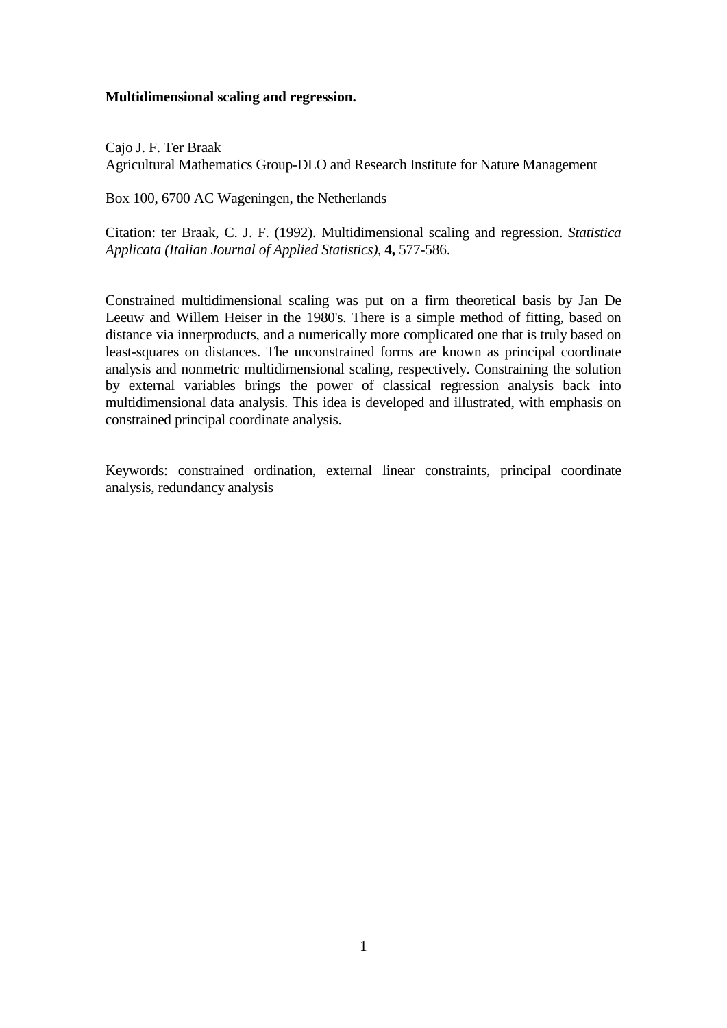# Multidimensional scaling and regression.

Cajo J. F. Ter Braak
Agricultural Mathematics Group-DLO and Research Institute for Nature Management

Box 100, 6700 AC Wageningen, the Netherlands

Citation: ter Braak, C. J. F. (1992). Multidimensional scaling and regression. *Statistica Applicata (Italian Journal of Applied Statistics)*, **4,** 577-586.

Constrained multidimensional scaling was put on a firm theoretical basis by Jan De Leeuw and Willem Heiser in the 1980's. There is a simple method of fitting, based on distance via innerproducts, and a numerically more complicated one that is truly based on least-squares on distances. The unconstrained forms are known as principal coordinate analysis and nonmetric multidimensional scaling, respectively. Constraining the solution by external variables brings the power of classical regression analysis back into multidimensional data analysis. This idea is developed and illustrated, with emphasis on constrained principal coordinate analysis.

Keywords: constrained ordination, external linear constraints, principal coordinate analysis, redundancy analysis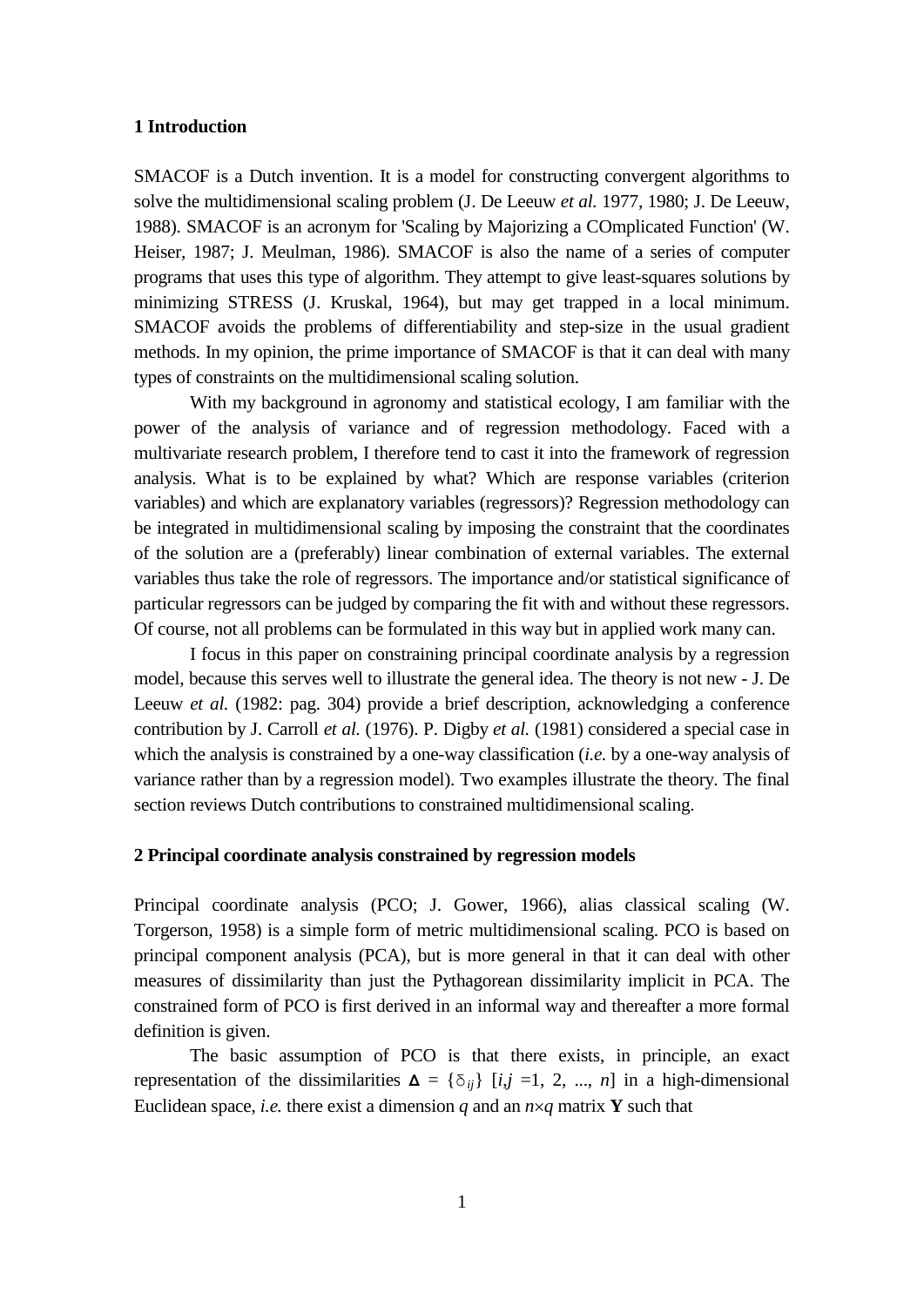## 1 Introduction

SMACOF is a Dutch invention. It is a model for constructing convergent algorithms to solve the multidimensional scaling problem (J. De Leeuw *et al.* 1977, 1980; J. De Leeuw, 1988). SMACOF is an acronym for 'Scaling by Majorizing a COmplicated Function' (W. Heiser, 1987; J. Meulman, 1986). SMACOF is also the name of a series of computer programs that uses this type of algorithm. They attempt to give least-squares solutions by minimizing STRESS (J. Kruskal, 1964), but may get trapped in a local minimum. SMACOF avoids the problems of differentiability and step-size in the usual gradient methods. In my opinion, the prime importance of SMACOF is that it can deal with many types of constraints on the multidimensional scaling solution.

With my background in agronomy and statistical ecology, I am familiar with the power of the analysis of variance and of regression methodology. Faced with a multivariate research problem, I therefore tend to cast it into the framework of regression analysis. What is to be explained by what? Which are response variables (criterion variables) and which are explanatory variables (regressors)? Regression methodology can be integrated in multidimensional scaling by imposing the constraint that the coordinates of the solution are a (preferably) linear combination of external variables. The external variables thus take the role of regressors. The importance and/or statistical significance of particular regressors can be judged by comparing the fit with and without these regressors. Of course, not all problems can be formulated in this way but in applied work many can.

I focus in this paper on constraining principal coordinate analysis by a regression model, because this serves well to illustrate the general idea. The theory is not new - J. De Leeuw *et al.* (1982: pag. 304) provide a brief description, acknowledging a conference contribution by J. Carroll *et al.* (1976). P. Digby *et al.* (1981) considered a special case in which the analysis is constrained by a one-way classification (*i.e.* by a one-way analysis of variance rather than by a regression model). Two examples illustrate the theory. The final section reviews Dutch contributions to constrained multidimensional scaling.

## 2 Principal coordinate analysis constrained by regression models

Principal coordinate analysis (PCO; J. Gower, 1966), alias classical scaling (W. Torgerson, 1958) is a simple form of metric multidimensional scaling. PCO is based on principal component analysis (PCA), but is more general in that it can deal with other measures of dissimilarity than just the Pythagorean dissimilarity implicit in PCA. The constrained form of PCO is first derived in an informal way and thereafter a more formal definition is given.

The basic assumption of PCO is that there exists, in principle, an exact representation of the dissimilarities $\boldsymbol{\Delta} = \{\delta_{ij}\}$ $[i,j = 1, 2, ..., n]$ in a high-dimensional Euclidean space, *i.e.* there exist a dimension $q$ and an $n \times q$ matrix $\mathbf{Y}$ such that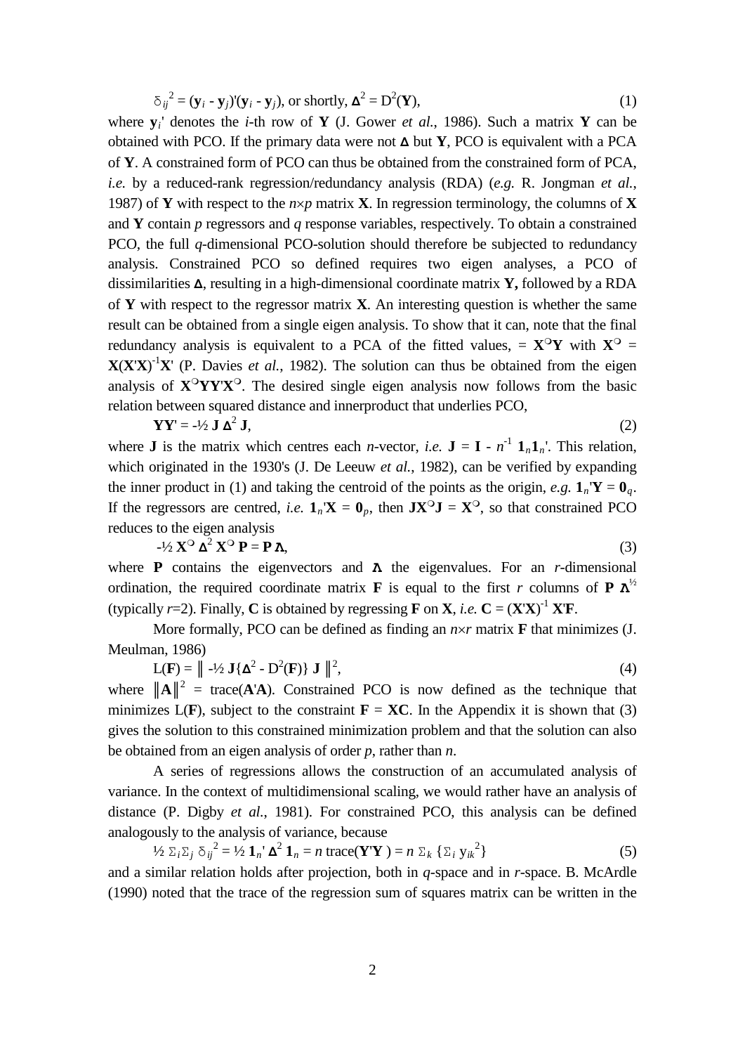$$\delta_{ij}^2 = (\mathbf{y}_i - \mathbf{y}_j)'(\mathbf{y}_i - \mathbf{y}_j), \text{ or shortly, } \boldsymbol{\Delta}^2 = \mathrm{D}^2(\mathbf{Y}), \tag{1}$$

where $\mathbf{y}_i'$ denotes the $i$-th row of $\mathbf{Y}$ (J. Gower *et al.*, 1986). Such a matrix $\mathbf{Y}$ can be obtained with PCO. If the primary data were not $\boldsymbol{\Delta}$ but $\mathbf{Y}$, PCO is equivalent with a PCA of $\mathbf{Y}$. A constrained form of PCO can thus be obtained from the constrained form of PCA, *i.e.* by a reduced-rank regression/redundancy analysis (RDA) (*e.g.* R. Jongman *et al.*, 1987) of $\mathbf{Y}$ with respect to the $n \times p$ matrix $\mathbf{X}$. In regression terminology, the columns of $\mathbf{X}$ and $\mathbf{Y}$ contain $p$ regressors and $q$ response variables, respectively. To obtain a constrained PCO, the full $q$-dimensional PCO-solution should therefore be subjected to redundancy analysis. Constrained PCO so defined requires two eigen analyses, a PCO of dissimilarities $\boldsymbol{\Delta}$, resulting in a high-dimensional coordinate matrix $\mathbf{Y}$**,** followed by a RDA of $\mathbf{Y}$ with respect to the regressor matrix $\mathbf{X}$. An interesting question is whether the same result can be obtained from a single eigen analysis. To show that it can, note that the final redundancy analysis is equivalent to a PCA of the fitted values, = $\mathbf{X}^{\circ}\mathbf{Y}$ with $\mathbf{X}^{\circ}$ = $\mathbf{X}(\mathbf{X}'\mathbf{X})^{-1}\mathbf{X}'$ (P. Davies *et al.*, 1982). The solution can thus be obtained from the eigen analysis of $\mathbf{X}^{\circ}\mathbf{Y}\mathbf{Y}'\mathbf{X}^{\circ}$. The desired single eigen analysis now follows from the basic relation between squared distance and innerproduct that underlies PCO,

$$\mathbf{Y}\mathbf{Y}' = -\tfrac{1}{2}\, \mathbf{J}\, \boldsymbol{\Delta}^2\, \mathbf{J}, \tag{2}$$

where $\mathbf{J}$ is the matrix which centres each $n$-vector, *i.e.* $\mathbf{J} = \mathbf{I} - n^{-1}\, \mathbf{1}_n\mathbf{1}_n'$. This relation, which originated in the 1930's (J. De Leeuw *et al.*, 1982), can be verified by expanding the inner product in (1) and taking the centroid of the points as the origin, *e.g.* $\mathbf{1}_n'\mathbf{Y} = \mathbf{0}_q$. If the regressors are centred, *i.e.* $\mathbf{1}_n'\mathbf{X} = \mathbf{0}_p$, then $\mathbf{J}\mathbf{X}^{\circ}\mathbf{J} = \mathbf{X}^{\circ}$, so that constrained PCO reduces to the eigen analysis

$$-\tfrac{1}{2}\, \mathbf{X}^{\circ}\, \boldsymbol{\Delta}^2\, \mathbf{X}^{\circ}\, \mathbf{P} = \mathbf{P}\, \boldsymbol{\Lambda}, \tag{3}$$

where $\mathbf{P}$ contains the eigenvectors and $\boldsymbol{\Lambda}$ the eigenvalues. For an $r$-dimensional ordination, the required coordinate matrix $\mathbf{F}$ is equal to the first $r$ columns of $\mathbf{P}\, \boldsymbol{\Lambda}^{1/2}$ (typically $r$=2). Finally, $\mathbf{C}$ is obtained by regressing $\mathbf{F}$ on $\mathbf{X}$, *i.e.* $\mathbf{C} = (\mathbf{X}'\mathbf{X})^{-1}\, \mathbf{X}'\mathbf{F}$.

More formally, PCO can be defined as finding an $n \times r$ matrix $\mathbf{F}$ that minimizes (J. Meulman, 1986)

$$\mathrm{L}(\mathbf{F}) = \left\| -\tfrac{1}{2}\, \mathbf{J}\{\boldsymbol{\Delta}^2 - \mathrm{D}^2(\mathbf{F})\}\, \mathbf{J} \right\|^2, \tag{4}$$

where $\|\mathbf{A}\|^2$ = trace($\mathbf{A}'\mathbf{A}$). Constrained PCO is now defined as the technique that minimizes L($\mathbf{F}$), subject to the constraint $\mathbf{F} = \mathbf{X}\mathbf{C}$. In the Appendix it is shown that (3) gives the solution to this constrained minimization problem and that the solution can also be obtained from an eigen analysis of order $p$, rather than $n$.

A series of regressions allows the construction of an accumulated analysis of variance. In the context of multidimensional scaling, we would rather have an analysis of distance (P. Digby *et al.*, 1981). For constrained PCO, this analysis can be defined analogously to the analysis of variance, because

$$\tfrac{1}{2} \textstyle\sum_i \sum_j \delta_{ij}^2 = \tfrac{1}{2}\, \mathbf{1}_n'\, \boldsymbol{\Delta}^2\, \mathbf{1}_n = n\, \mathrm{trace}(\mathbf{Y}'\mathbf{Y}\,) = n \sum_k \{\sum_i y_{ik}^2\} \tag{5}$$

and a similar relation holds after projection, both in $q$-space and in $r$-space. B. McArdle (1990) noted that the trace of the regression sum of squares matrix can be written in the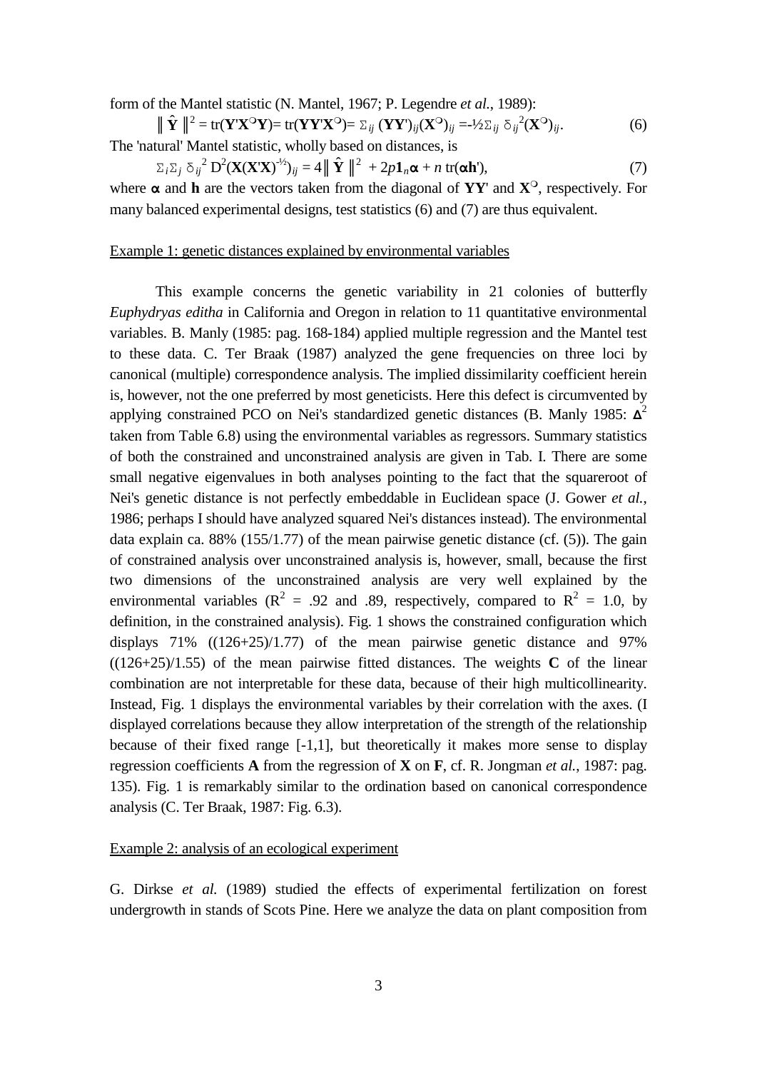form of the Mantel statistic (N. Mantel, 1967; P. Legendre *et al.*, 1989):

$$\|\hat{\mathbf{Y}}\|^2 = \mathrm{tr}(\mathbf{Y}'\mathbf{X}^{\circ}\mathbf{Y}) = \mathrm{tr}(\mathbf{Y}\mathbf{Y}'\mathbf{X}^{\circ}) = \Sigma_{ij}\, (\mathbf{Y}\mathbf{Y}')_{ij}(\mathbf{X}^{\circ})_{ij} = -\tfrac{1}{2}\Sigma_{ij}\, \delta_{ij}^{2}(\mathbf{X}^{\circ})_{ij}. \tag{6}$$

The 'natural' Mantel statistic, wholly based on distances, is

$$\Sigma_i \Sigma_j\, \delta_{ij}^{2}\, \mathrm{D}^2(\mathbf{X}(\mathbf{X}'\mathbf{X})^{-1/2})_{ij} = 4\|\hat{\mathbf{Y}}\|^2 + 2p\mathbf{1}_n\boldsymbol{\alpha} + n\,\mathrm{tr}(\boldsymbol{\alpha}\mathbf{h}'), \tag{7}$$

where $\boldsymbol{\alpha}$ and $\mathbf{h}$ are the vectors taken from the diagonal of $\mathbf{YY}'$ and $\mathbf{X}^{\circ}$, respectively. For many balanced experimental designs, test statistics (6) and (7) are thus equivalent.

Example 1: genetic distances explained by environmental variables

This example concerns the genetic variability in 21 colonies of butterfly *Euphydryas editha* in California and Oregon in relation to 11 quantitative environmental variables. B. Manly (1985: pag. 168-184) applied multiple regression and the Mantel test to these data. C. Ter Braak (1987) analyzed the gene frequencies on three loci by canonical (multiple) correspondence analysis. The implied dissimilarity coefficient herein is, however, not the one preferred by most geneticists. Here this defect is circumvented by applying constrained PCO on Nei's standardized genetic distances (B. Manly 1985: $\Delta^2$ taken from Table 6.8) using the environmental variables as regressors. Summary statistics of both the constrained and unconstrained analysis are given in Tab. I. There are some small negative eigenvalues in both analyses pointing to the fact that the squareroot of Nei's genetic distance is not perfectly embeddable in Euclidean space (J. Gower *et al.*, 1986; perhaps I should have analyzed squared Nei's distances instead). The environmental data explain ca. 88% (155/1.77) of the mean pairwise genetic distance (cf. (5)). The gain of constrained analysis over unconstrained analysis is, however, small, because the first two dimensions of the unconstrained analysis are very well explained by the environmental variables ($R^2$ = .92 and .89, respectively, compared to $R^2$ = 1.0, by definition, in the constrained analysis). Fig. 1 shows the constrained configuration which displays 71% ((126+25)/1.77) of the mean pairwise genetic distance and 97% ((126+25)/1.55) of the mean pairwise fitted distances. The weights **C** of the linear combination are not interpretable for these data, because of their high multicollinearity. Instead, Fig. 1 displays the environmental variables by their correlation with the axes. (I displayed correlations because they allow interpretation of the strength of the relationship because of their fixed range [-1,1], but theoretically it makes more sense to display regression coefficients **A** from the regression of **X** on **F**, cf. R. Jongman *et al.*, 1987: pag. 135). Fig. 1 is remarkably similar to the ordination based on canonical correspondence analysis (C. Ter Braak, 1987: Fig. 6.3).

Example 2: analysis of an ecological experiment

G. Dirkse *et al.* (1989) studied the effects of experimental fertilization on forest undergrowth in stands of Scots Pine. Here we analyze the data on plant composition from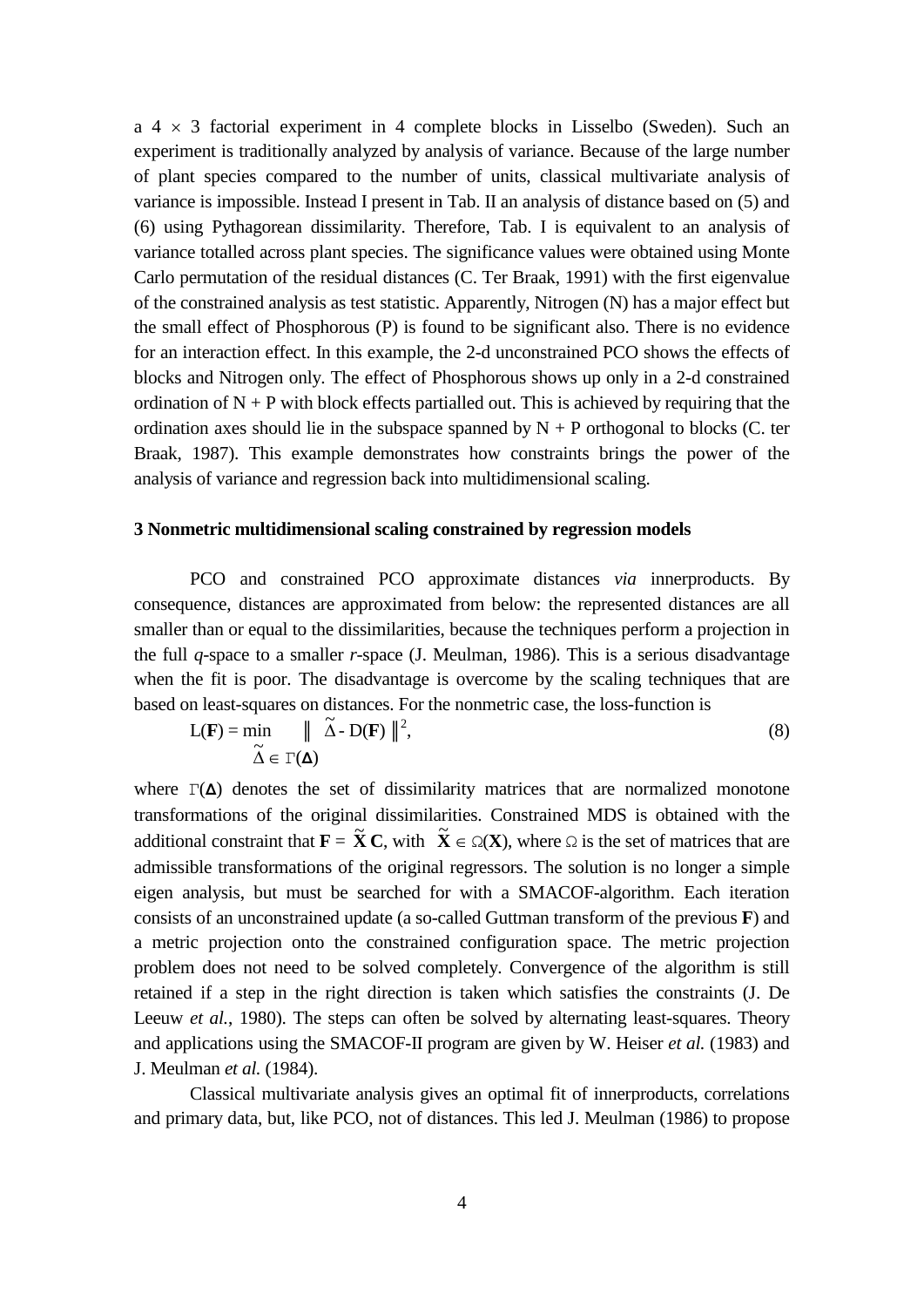a $4 \times 3$ factorial experiment in 4 complete blocks in Lisselbo (Sweden). Such an experiment is traditionally analyzed by analysis of variance. Because of the large number of plant species compared to the number of units, classical multivariate analysis of variance is impossible. Instead I present in Tab. II an analysis of distance based on (5) and (6) using Pythagorean dissimilarity. Therefore, Tab. I is equivalent to an analysis of variance totalled across plant species. The significance values were obtained using Monte Carlo permutation of the residual distances (C. Ter Braak, 1991) with the first eigenvalue of the constrained analysis as test statistic. Apparently, Nitrogen (N) has a major effect but the small effect of Phosphorous (P) is found to be significant also. There is no evidence for an interaction effect. In this example, the 2-d unconstrained PCO shows the effects of blocks and Nitrogen only. The effect of Phosphorous shows up only in a 2-d constrained ordination of N + P with block effects partialled out. This is achieved by requiring that the ordination axes should lie in the subspace spanned by N + P orthogonal to blocks (C. ter Braak, 1987). This example demonstrates how constraints brings the power of the analysis of variance and regression back into multidimensional scaling.

### 3 Nonmetric multidimensional scaling constrained by regression models

PCO and constrained PCO approximate distances *via* innerproducts. By consequence, distances are approximated from below: the represented distances are all smaller than or equal to the dissimilarities, because the techniques perform a projection in the full *q*-space to a smaller *r*-space (J. Meulman, 1986). This is a serious disadvantage when the fit is poor. The disadvantage is overcome by the scaling techniques that are based on least-squares on distances. For the nonmetric case, the loss-function is

$$L(\mathbf{F}) = \min_{\tilde{\Delta} \in \Gamma(\boldsymbol{\Delta})} \| \tilde{\Delta} - D(\mathbf{F}) \|^2, \tag{8}$$

where $\Gamma(\boldsymbol{\Delta})$ denotes the set of dissimilarity matrices that are normalized monotone transformations of the original dissimilarities. Constrained MDS is obtained with the additional constraint that $\mathbf{F} = \tilde{\mathbf{X}}\,\mathbf{C}$, with $\tilde{\mathbf{X}} \in \Omega(\mathbf{X})$, where $\Omega$ is the set of matrices that are admissible transformations of the original regressors. The solution is no longer a simple eigen analysis, but must be searched for with a SMACOF-algorithm. Each iteration consists of an unconstrained update (a so-called Guttman transform of the previous $\mathbf{F}$) and a metric projection onto the constrained configuration space. The metric projection problem does not need to be solved completely. Convergence of the algorithm is still retained if a step in the right direction is taken which satisfies the constraints (J. De Leeuw *et al.*, 1980). The steps can often be solved by alternating least-squares. Theory and applications using the SMACOF-II program are given by W. Heiser *et al.* (1983) and J. Meulman *et al.* (1984).

Classical multivariate analysis gives an optimal fit of innerproducts, correlations and primary data, but, like PCO, not of distances. This led J. Meulman (1986) to propose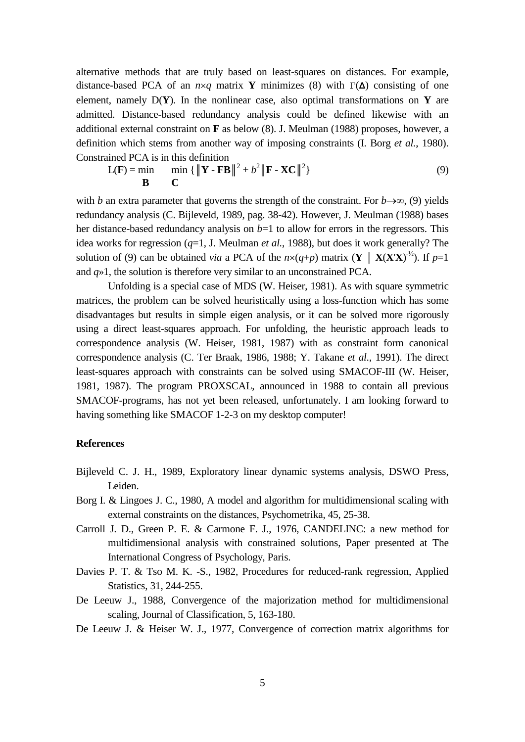alternative methods that are truly based on least-squares on distances. For example, distance-based PCA of an $n \times q$ matrix $\mathbf{Y}$ minimizes (8) with $\Gamma(\boldsymbol{\Delta})$ consisting of one element, namely $\mathrm{D}(\mathbf{Y})$. In the nonlinear case, also optimal transformations on $\mathbf{Y}$ are admitted. Distance-based redundancy analysis could be defined likewise with an additional external constraint on $\mathbf{F}$ as below (8). J. Meulman (1988) proposes, however, a definition which stems from another way of imposing constraints (I. Borg *et al.*, 1980). Constrained PCA is in this definition

$$\mathrm{L}(\mathbf{F}) = \min_{\mathbf{B}} \; \min_{\mathbf{C}} \; \{ \| \mathbf{Y} - \mathbf{F}\mathbf{B} \|^2 + b^2 \| \mathbf{F} - \mathbf{X}\mathbf{C} \|^2 \} \tag{9}$$

with $b$ an extra parameter that governs the strength of the constraint. For $b \rightarrow \infty$, (9) yields redundancy analysis (C. Bijleveld, 1989, pag. 38-42). However, J. Meulman (1988) bases her distance-based redundancy analysis on $b$=1 to allow for errors in the regressors. This idea works for regression ($q$=1, J. Meulman *et al.*, 1988), but does it work generally? The solution of (9) can be obtained *via* a PCA of the $n \times (q+p)$ matrix $(\mathbf{Y} \mid \mathbf{X}(\mathbf{X'X})^{-½})$. If $p$=1 and $q$»1, the solution is therefore very similar to an unconstrained PCA.

Unfolding is a special case of MDS (W. Heiser, 1981). As with square symmetric matrices, the problem can be solved heuristically using a loss-function which has some disadvantages but results in simple eigen analysis, or it can be solved more rigorously using a direct least-squares approach. For unfolding, the heuristic approach leads to correspondence analysis (W. Heiser, 1981, 1987) with as constraint form canonical correspondence analysis (C. Ter Braak, 1986, 1988; Y. Takane *et al.*, 1991). The direct least-squares approach with constraints can be solved using SMACOF-III (W. Heiser, 1981, 1987). The program PROXSCAL, announced in 1988 to contain all previous SMACOF-programs, has not yet been released, unfortunately. I am looking forward to having something like SMACOF 1-2-3 on my desktop computer!

**References**

Bijleveld C. J. H., 1989, Exploratory linear dynamic systems analysis, DSWO Press, Leiden.

Borg I. & Lingoes J. C., 1980, A model and algorithm for multidimensional scaling with external constraints on the distances, Psychometrika, 45, 25-38.

Carroll J. D., Green P. E. & Carmone F. J., 1976, CANDELINC: a new method for multidimensional analysis with constrained solutions, Paper presented at The International Congress of Psychology, Paris.

Davies P. T. & Tso M. K. -S., 1982, Procedures for reduced-rank regression, Applied Statistics, 31, 244-255.

De Leeuw J., 1988, Convergence of the majorization method for multidimensional scaling, Journal of Classification, 5, 163-180.

De Leeuw J. & Heiser W. J., 1977, Convergence of correction matrix algorithms for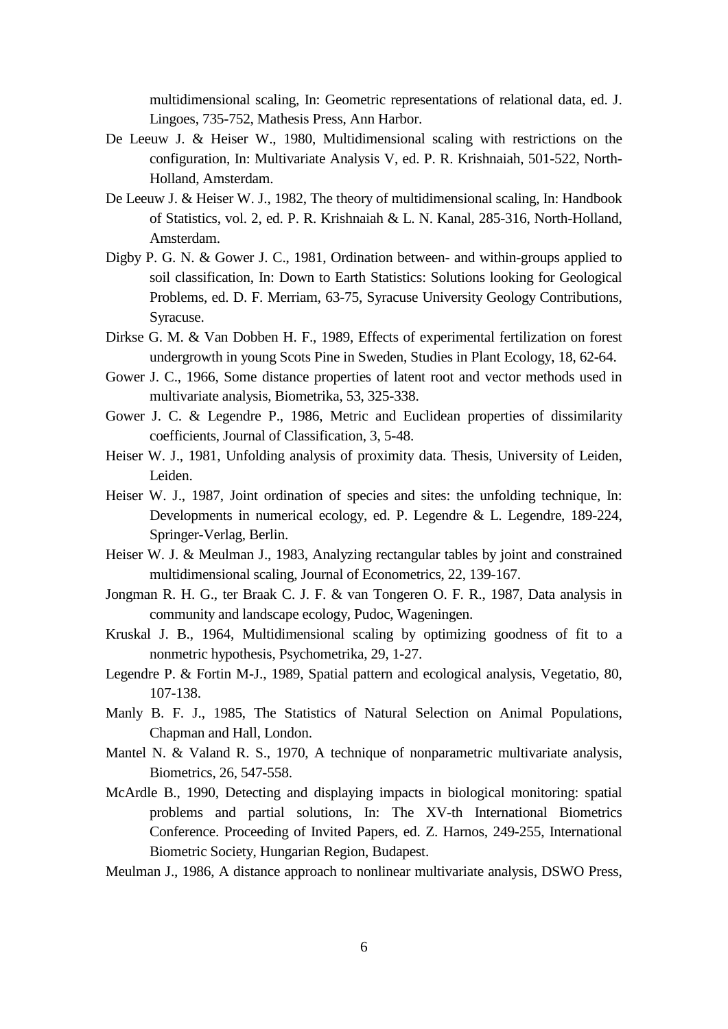multidimensional scaling, In: Geometric representations of relational data, ed. J. Lingoes, 735-752, Mathesis Press, Ann Harbor.

De Leeuw J. & Heiser W., 1980, Multidimensional scaling with restrictions on the configuration, In: Multivariate Analysis V, ed. P. R. Krishnaiah, 501-522, North-Holland, Amsterdam.

De Leeuw J. & Heiser W. J., 1982, The theory of multidimensional scaling, In: Handbook of Statistics, vol. 2, ed. P. R. Krishnaiah & L. N. Kanal, 285-316, North-Holland, Amsterdam.

Digby P. G. N. & Gower J. C., 1981, Ordination between- and within-groups applied to soil classification, In: Down to Earth Statistics: Solutions looking for Geological Problems, ed. D. F. Merriam, 63-75, Syracuse University Geology Contributions, Syracuse.

Dirkse G. M. & Van Dobben H. F., 1989, Effects of experimental fertilization on forest undergrowth in young Scots Pine in Sweden, Studies in Plant Ecology, 18, 62-64.

Gower J. C., 1966, Some distance properties of latent root and vector methods used in multivariate analysis, Biometrika, 53, 325-338.

Gower J. C. & Legendre P., 1986, Metric and Euclidean properties of dissimilarity coefficients, Journal of Classification, 3, 5-48.

Heiser W. J., 1981, Unfolding analysis of proximity data. Thesis, University of Leiden, Leiden.

Heiser W. J., 1987, Joint ordination of species and sites: the unfolding technique, In: Developments in numerical ecology, ed. P. Legendre & L. Legendre, 189-224, Springer-Verlag, Berlin.

Heiser W. J. & Meulman J., 1983, Analyzing rectangular tables by joint and constrained multidimensional scaling, Journal of Econometrics, 22, 139-167.

Jongman R. H. G., ter Braak C. J. F. & van Tongeren O. F. R., 1987, Data analysis in community and landscape ecology, Pudoc, Wageningen.

Kruskal J. B., 1964, Multidimensional scaling by optimizing goodness of fit to a nonmetric hypothesis, Psychometrika, 29, 1-27.

Legendre P. & Fortin M-J., 1989, Spatial pattern and ecological analysis, Vegetatio, 80, 107-138.

Manly B. F. J., 1985, The Statistics of Natural Selection on Animal Populations, Chapman and Hall, London.

Mantel N. & Valand R. S., 1970, A technique of nonparametric multivariate analysis, Biometrics, 26, 547-558.

McArdle B., 1990, Detecting and displaying impacts in biological monitoring: spatial problems and partial solutions, In: The XV-th International Biometrics Conference. Proceeding of Invited Papers, ed. Z. Harnos, 249-255, International Biometric Society, Hungarian Region, Budapest.

Meulman J., 1986, A distance approach to nonlinear multivariate analysis, DSWO Press,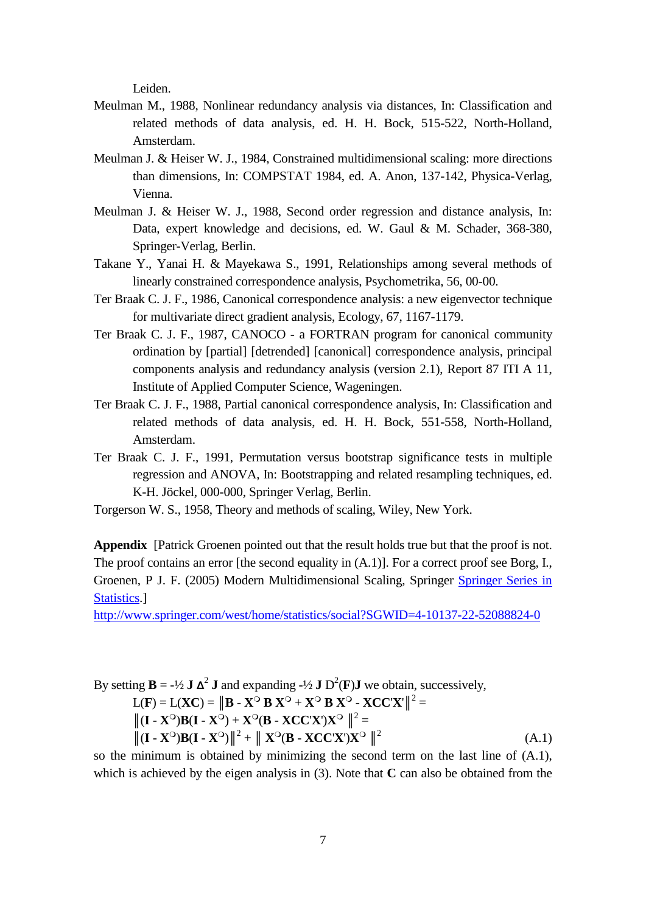Leiden.

Meulman M., 1988, Nonlinear redundancy analysis via distances, In: Classification and related methods of data analysis, ed. H. H. Bock, 515-522, North-Holland, Amsterdam.

Meulman J. & Heiser W. J., 1984, Constrained multidimensional scaling: more directions than dimensions, In: COMPSTAT 1984, ed. A. Anon, 137-142, Physica-Verlag, Vienna.

Meulman J. & Heiser W. J., 1988, Second order regression and distance analysis, In: Data, expert knowledge and decisions, ed. W. Gaul & M. Schader, 368-380, Springer-Verlag, Berlin.

Takane Y., Yanai H. & Mayekawa S., 1991, Relationships among several methods of linearly constrained correspondence analysis, Psychometrika, 56, 00-00.

Ter Braak C. J. F., 1986, Canonical correspondence analysis: a new eigenvector technique for multivariate direct gradient analysis, Ecology, 67, 1167-1179.

Ter Braak C. J. F., 1987, CANOCO - a FORTRAN program for canonical community ordination by [partial] [detrended] [canonical] correspondence analysis, principal components analysis and redundancy analysis (version 2.1), Report 87 ITI A 11, Institute of Applied Computer Science, Wageningen.

Ter Braak C. J. F., 1988, Partial canonical correspondence analysis, In: Classification and related methods of data analysis, ed. H. H. Bock, 551-558, North-Holland, Amsterdam.

Ter Braak C. J. F., 1991, Permutation versus bootstrap significance tests in multiple regression and ANOVA, In: Bootstrapping and related resampling techniques, ed. K-H. Jöckel, 000-000, Springer Verlag, Berlin.

Torgerson W. S., 1958, Theory and methods of scaling, Wiley, New York.

**Appendix** [Patrick Groenen pointed out that the result holds true but that the proof is not. The proof contains an error [the second equality in (A.1)]. For a correct proof see Borg, I., Groenen, P J. F. (2005) Modern Multidimensional Scaling, Springer Springer Series in Statistics.]
http://www.springer.com/west/home/statistics/social?SGWID=4-10137-22-52088824-0

By setting $\mathbf{B} = -½\, \mathbf{J}\, \Delta^2\, \mathbf{J}$ and expanding $-½\, \mathbf{J}\, D^2(\mathbf{F})\mathbf{J}$ we obtain, successively,

$$
\begin{aligned}
L(\mathbf{F}) = L(\mathbf{XC}) &= \| \mathbf{B} - \mathbf{X}^{\circ}\, \mathbf{B}\, \mathbf{X}^{\circ} + \mathbf{X}^{\circ}\, \mathbf{B}\, \mathbf{X}^{\circ} - \mathbf{XCC'X'} \|^2 = \\
&\| (\mathbf{I} - \mathbf{X}^{\circ})\mathbf{B}(\mathbf{I} - \mathbf{X}^{\circ}) + \mathbf{X}^{\circ}(\mathbf{B} - \mathbf{XCC'X'})\mathbf{X}^{\circ} \|^2 = \\
&\| (\mathbf{I} - \mathbf{X}^{\circ})\mathbf{B}(\mathbf{I} - \mathbf{X}^{\circ}) \|^2 + \| \mathbf{X}^{\circ}(\mathbf{B} - \mathbf{XCC'X'})\mathbf{X}^{\circ} \|^2
\end{aligned}
\tag{A.1}
$$

so the minimum is obtained by minimizing the second term on the last line of (A.1), which is achieved by the eigen analysis in (3). Note that **C** can also be obtained from the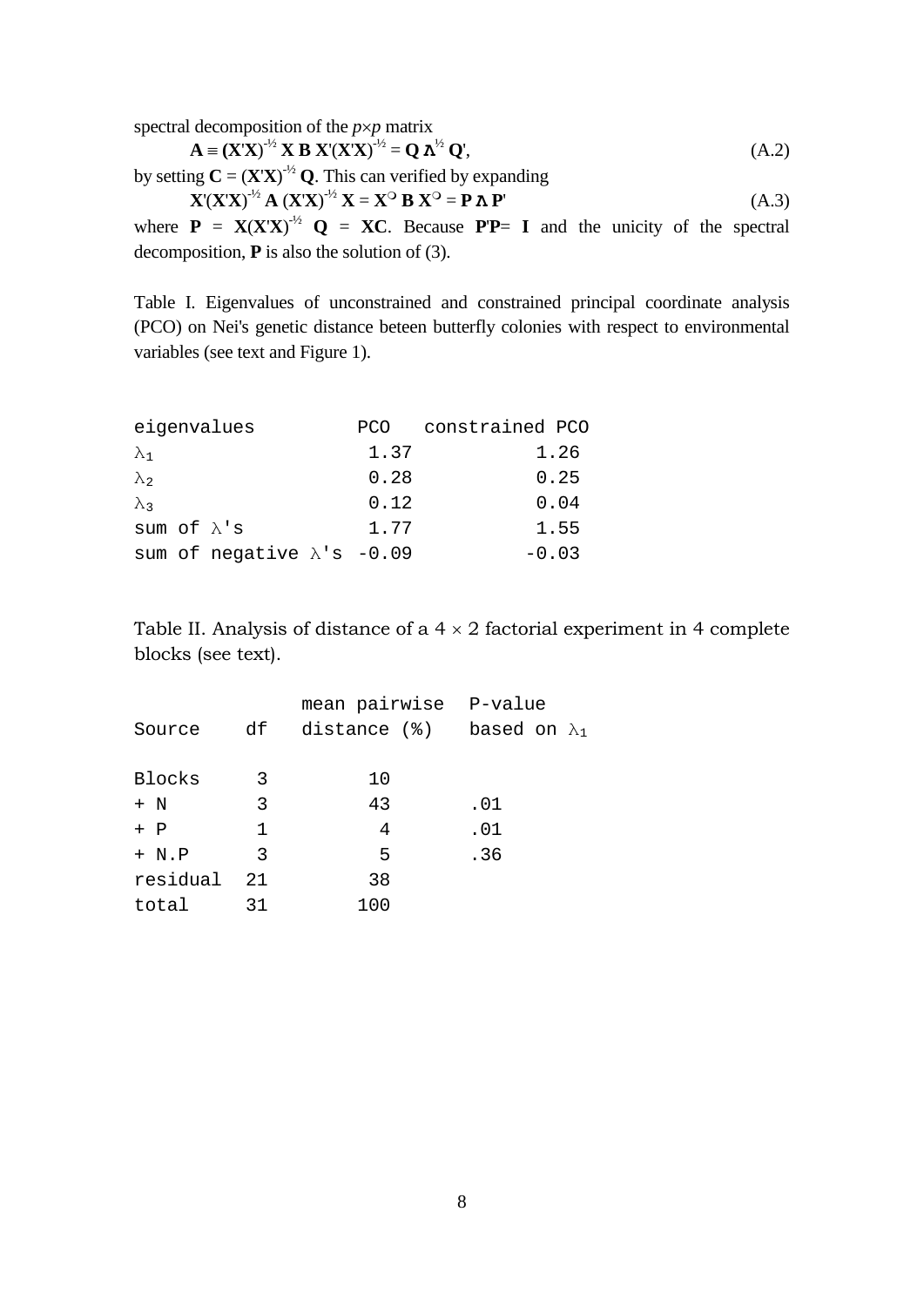spectral decomposition of the $p \times p$ matrix

$$\mathbf{A} \equiv (\mathbf{X}'\mathbf{X})^{-½}\,\mathbf{X}\,\mathbf{B}\,\mathbf{X}'(\mathbf{X}'\mathbf{X})^{-½} = \mathbf{Q}\,\boldsymbol{\Lambda}^{½}\,\mathbf{Q}', \tag{A.2}$$

by setting $\mathbf{C} = (\mathbf{X}'\mathbf{X})^{-½}\,\mathbf{Q}$. This can verified by expanding

$$\mathbf{X}'(\mathbf{X}'\mathbf{X})^{-½}\,\mathbf{A}\,(\mathbf{X}'\mathbf{X})^{-½}\,\mathbf{X} = \mathbf{X}^{\circ}\,\mathbf{B}\,\mathbf{X}^{\circ} = \mathbf{P}\,\boldsymbol{\Lambda}\,\mathbf{P}' \tag{A.3}$$

where $\mathbf{P} = \mathbf{X}(\mathbf{X}'\mathbf{X})^{-½}\,\mathbf{Q} = \mathbf{XC}$. Because $\mathbf{P}'\mathbf{P} = \mathbf{I}$ and the unicity of the spectral decomposition, $\mathbf{P}$ is also the solution of (3).

Table I. Eigenvalues of unconstrained and constrained principal coordinate analysis (PCO) on Nei's genetic distance beteen butterfly colonies with respect to environmental variables (see text and Figure 1).

| eigenvalues | PCO | constrained PCO |
|---|---|---|
| $\lambda_1$ | 1.37 | 1.26 |
| $\lambda_2$ | 0.28 | 0.25 |
| $\lambda_3$ | 0.12 | 0.04 |
| sum of $\lambda$'s | 1.77 | 1.55 |
| sum of negative $\lambda$'s | -0.09 | -0.03 |

Table II. Analysis of distance of a $4 \times 2$ factorial experiment in 4 complete blocks (see text).

| Source | df | mean pairwise distance (%) | P-value based on $\lambda_1$ |
|---|---|---|---|
| Blocks | 3 | 10 | |
| + N | 3 | 43 | .01 |
| + P | 1 | 4 | .01 |
| + N.P | 3 | 5 | .36 |
| residual | 21 | 38 | |
| total | 31 | 100 | |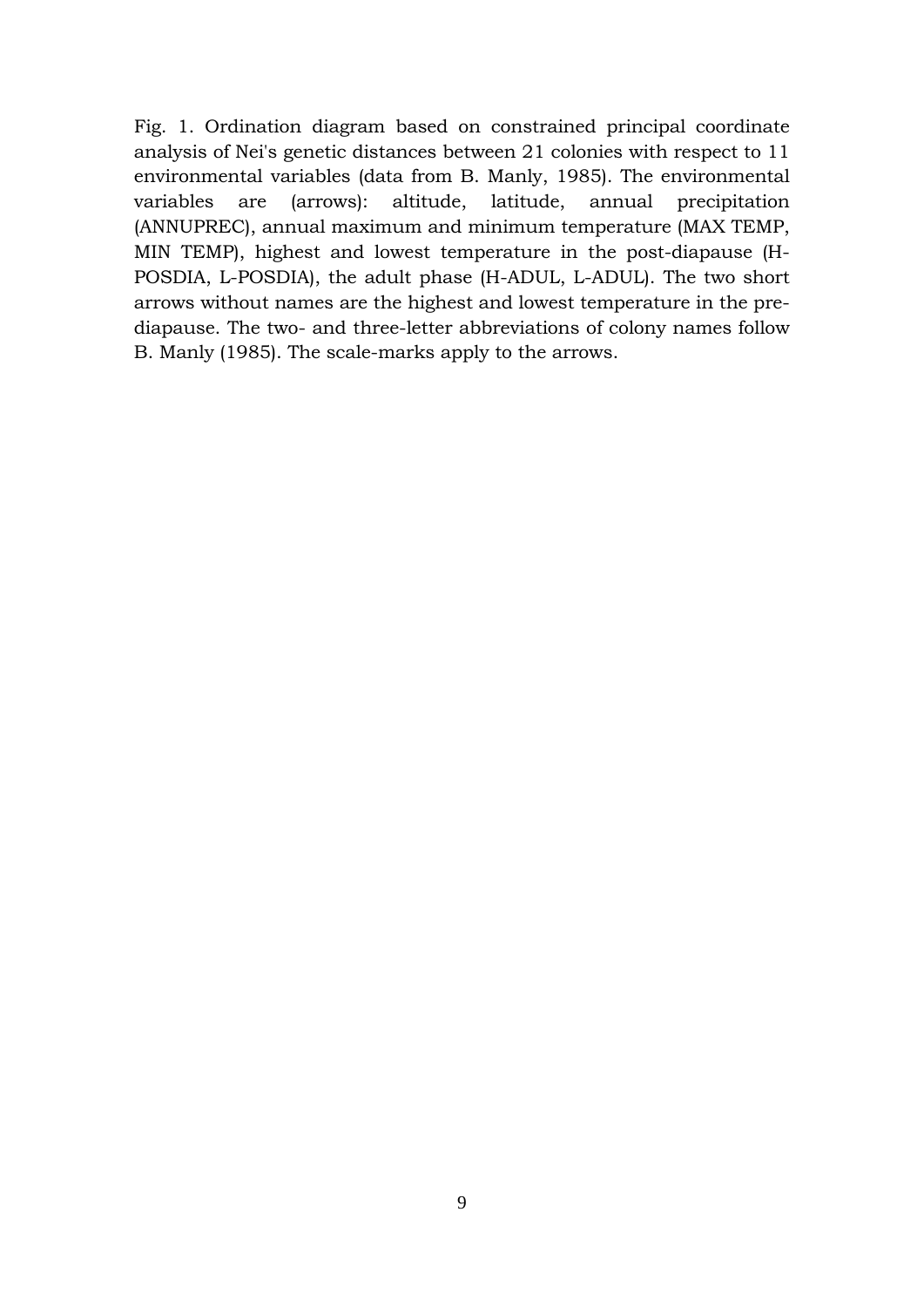Fig. 1. Ordination diagram based on constrained principal coordinate analysis of Nei's genetic distances between 21 colonies with respect to 11 environmental variables (data from B. Manly, 1985). The environmental variables are (arrows): altitude, latitude, annual precipitation (ANNUPREC), annual maximum and minimum temperature (MAX TEMP, MIN TEMP), highest and lowest temperature in the post-diapause (H-POSDIA, L-POSDIA), the adult phase (H-ADUL, L-ADUL). The two short arrows without names are the highest and lowest temperature in the pre-diapause. The two- and three-letter abbreviations of colony names follow B. Manly (1985). The scale-marks apply to the arrows.